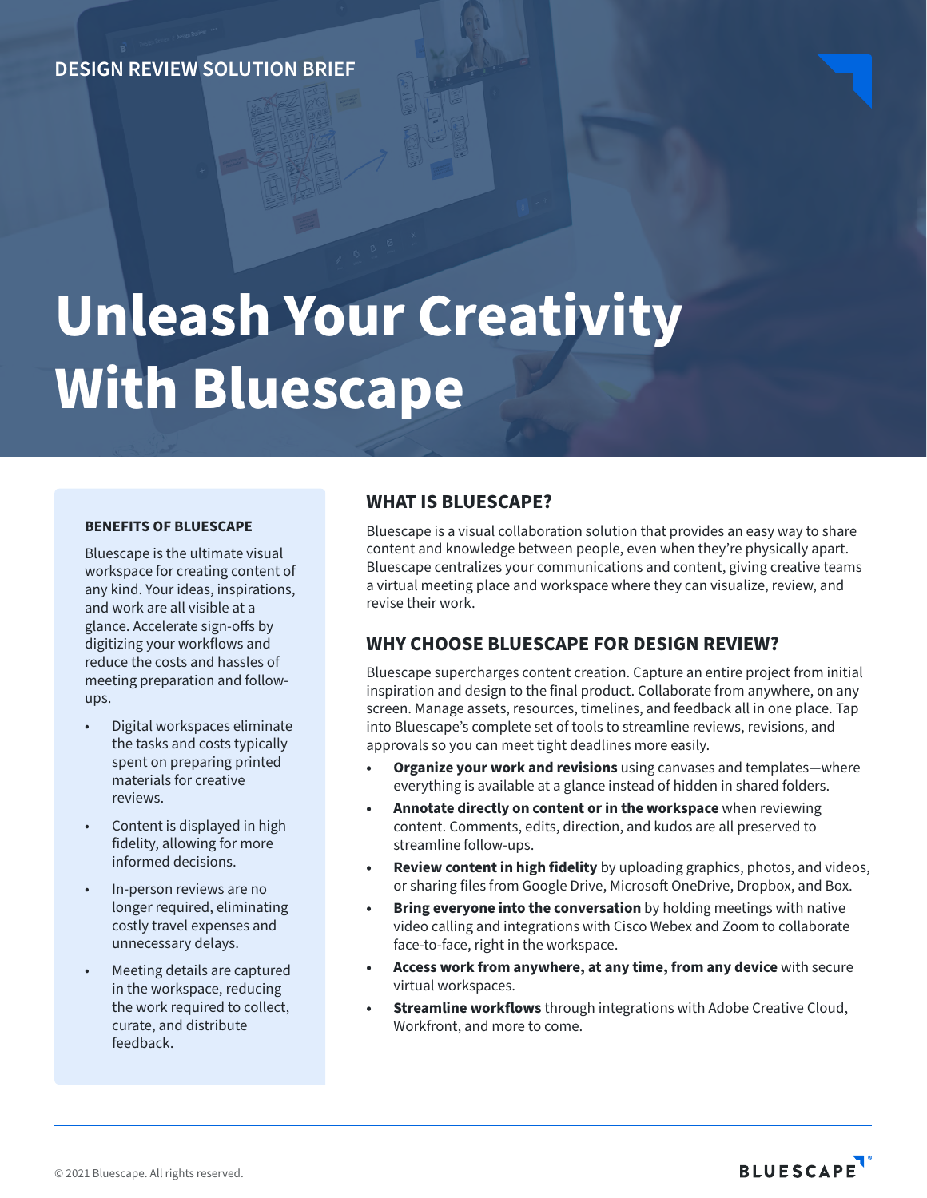DESIGN REVIEW SOLUTION BRIEF

# Unleash Your Creativity With Bluescape

## WHAT IS BLUESCAPE?

Bluescape is a visual collaboration solution that provides an easy way to share content and knowledge between people, even when they're physically apart. Bluescape centralizes your communications and content, giving creative teams a virtual meeting place and workspace where they can visualize, review, and revise their work.

## WHY CHOOSE BLUESCAPE FOR DESIGN REVIEW?

Bluescape supercharges content creation. Capture an entire project from initial inspiration and design to the final product. Collaborate from anywhere, on any screen. Manage assets, resources, timelines, and feedback all in one place. Tap into Bluescape's complete set of tools to streamline reviews, revisions, and approvals so you can meet tight deadlines more easily.

- **Organize your work and revisions** using canvases and templates—where everything is available at a glance instead of hidden in shared folders.
- **Annotate directly on content or in the workspace** when reviewing content. Comments, edits, direction, and kudos are all preserved to streamline follow-ups.
- **Review content in high fidelity** by uploading graphics, photos, and videos, or sharing files from Google Drive, Microsoft OneDrive, Dropbox, and Box.
- **Bring everyone into the conversation** by holding meetings with native video calling and integrations with Cisco Webex and Zoom to collaborate face-to-face, right in the workspace.
- **Access work from anywhere, at any time, from any device** with secure virtual workspaces.
- **Streamline workflows** through integrations with Adobe Creative Cloud, Workfront, and more to come.

### BENEFITS OF BLUESCAPE

Bluescape is the ultimate visual workspace for creating content of any kind. Your ideas, inspirations, and work are all visible at a glance. Accelerate sign-offs by digitizing your workflows and reduce the costs and hassles of meeting preparation and follow-ups.

- Digital workspaces eliminate the tasks and costs typically spent on preparing printed materials for creative reviews.
- Content is displayed in high fidelity, allowing for more informed decisions.
- In-person reviews are no longer required, eliminating costly travel expenses and unnecessary delays.
- Meeting details are captured in the workspace, reducing the work required to collect, curate, and distribute feedback.

© 2021 Bluescape. All rights reserved.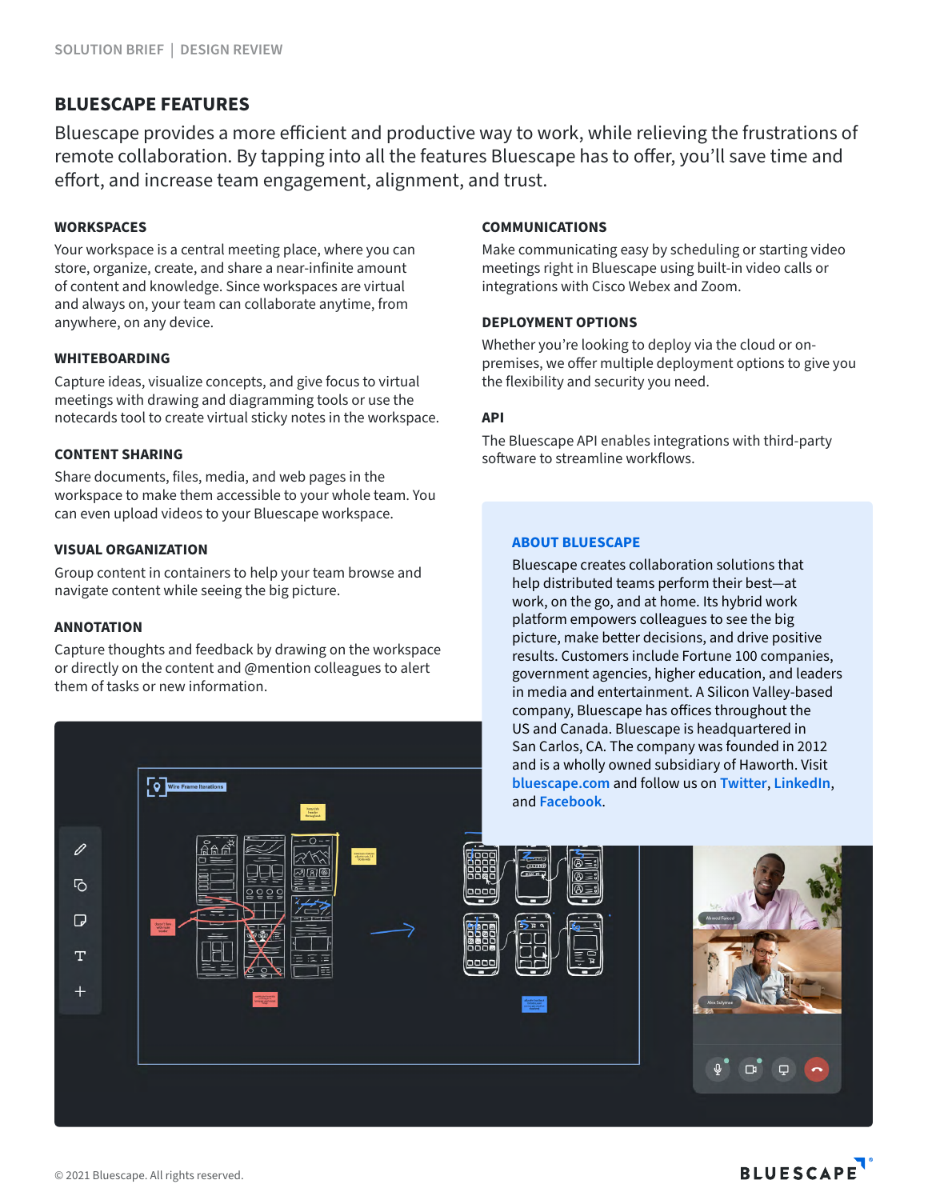## BLUESCAPE FEATURES

Bluescape provides a more efficient and productive way to work, while relieving the frustrations of remote collaboration. By tapping into all the features Bluescape has to offer, you'll save time and effort, and increase team engagement, alignment, and trust.

### WORKSPACES

Your workspace is a central meeting place, where you can store, organize, create, and share a near-infinite amount of content and knowledge. Since workspaces are virtual and always on, your team can collaborate anytime, from anywhere, on any device.

### WHITEBOARDING

Capture ideas, visualize concepts, and give focus to virtual meetings with drawing and diagramming tools or use the notecards tool to create virtual sticky notes in the workspace.

### CONTENT SHARING

Share documents, files, media, and web pages in the workspace to make them accessible to your whole team. You can even upload videos to your Bluescape workspace.

### VISUAL ORGANIZATION

Group content in containers to help your team browse and navigate content while seeing the big picture.

### ANNOTATION

Capture thoughts and feedback by drawing on the workspace or directly on the content and @mention colleagues to alert them of tasks or new information.

### COMMUNICATIONS

Make communicating easy by scheduling or starting video meetings right in Bluescape using built-in video calls or integrations with Cisco Webex and Zoom.

### DEPLOYMENT OPTIONS

Whether you're looking to deploy via the cloud or on-premises, we offer multiple deployment options to give you the flexibility and security you need.

### API

The Bluescape API enables integrations with third-party software to streamline workflows.

### ABOUT BLUESCAPE

Bluescape creates collaboration solutions that help distributed teams perform their best—at work, on the go, and at home. Its hybrid work platform empowers colleagues to see the big picture, make better decisions, and drive positive results. Customers include Fortune 100 companies, government agencies, higher education, and leaders in media and entertainment. A Silicon Valley-based company, Bluescape has offices throughout the US and Canada. Bluescape is headquartered in San Carlos, CA. The company was founded in 2012 and is a wholly owned subsidiary of Haworth. Visit bluescape.com and follow us on Twitter, LinkedIn, and Facebook.

© 2021 Bluescape. All rights reserved.